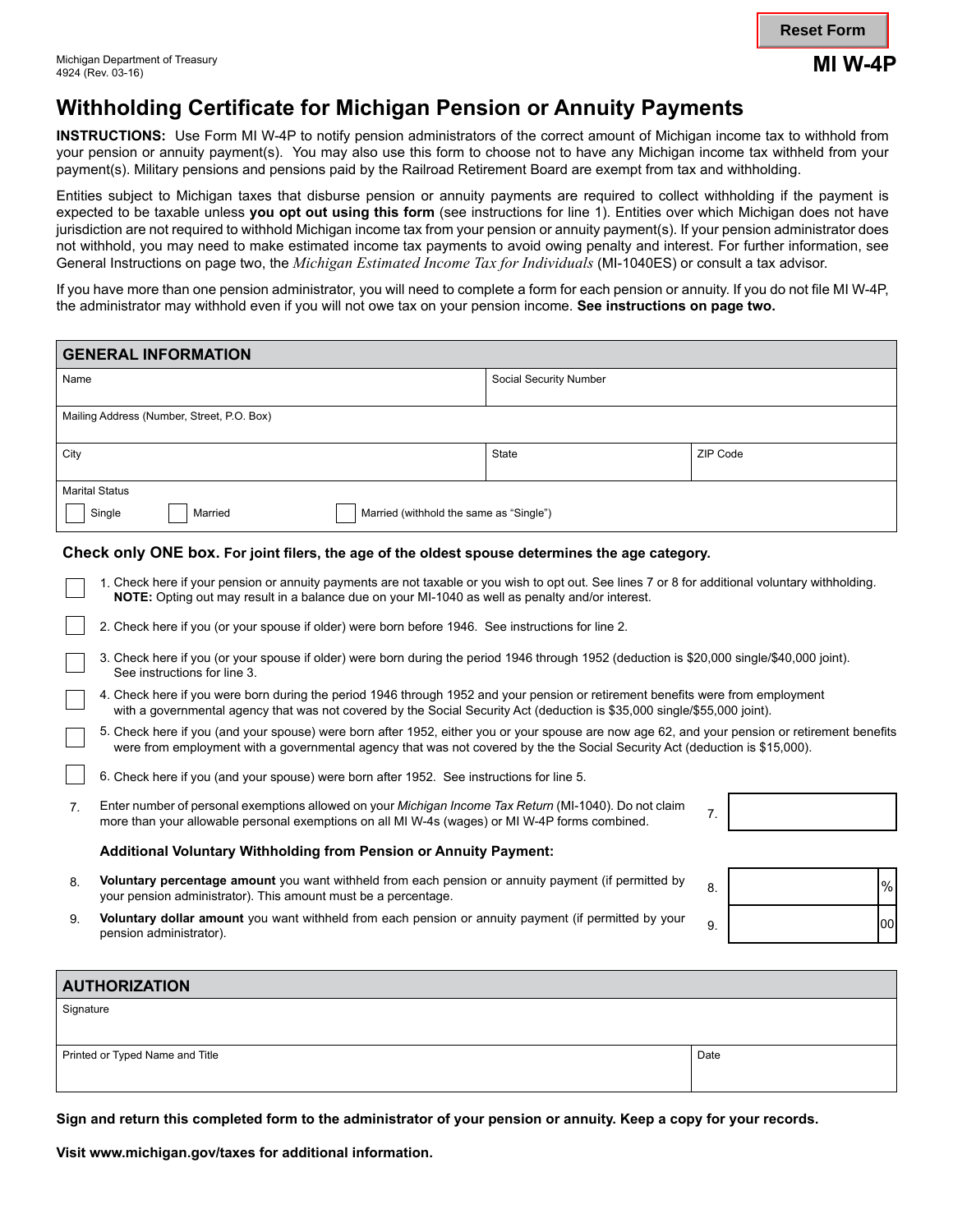Michigan Department of Treasury
4924 (Rev. 03-16)

**MI W-4P**

# Withholding Certificate for Michigan Pension or Annuity Payments

**INSTRUCTIONS:** Use Form MI W-4P to notify pension administrators of the correct amount of Michigan income tax to withhold from your pension or annuity payment(s). You may also use this form to choose not to have any Michigan income tax withheld from your payment(s). Military pensions and pensions paid by the Railroad Retirement Board are exempt from tax and withholding.

Entities subject to Michigan taxes that disburse pension or annuity payments are required to collect withholding if the payment is expected to be taxable unless **you opt out using this form** (see instructions for line 1). Entities over which Michigan does not have jurisdiction are not required to withhold Michigan income tax from your pension or annuity payment(s). If your pension administrator does not withhold, you may need to make estimated income tax payments to avoid owing penalty and interest. For further information, see General Instructions on page two, the *Michigan Estimated Income Tax for Individuals* (MI-1040ES) or consult a tax advisor.

If you have more than one pension administrator, you will need to complete a form for each pension or annuity. If you do not file MI W-4P, the administrator may withhold even if you will not owe tax on your pension income. **See instructions on page two.**

## GENERAL INFORMATION

| Name | | Social Security Number |
|---|---|---|
| Mailing Address (Number, Street, P.O. Box) | | |
| City | State | ZIP Code |

Marital Status

☐ Single ☐ Married ☐ Married (withhold the same as "Single")

**Check only ONE box. For joint filers, the age of the oldest spouse determines the age category.**

☐ 1. Check here if your pension or annuity payments are not taxable or you wish to opt out. See lines 7 or 8 for additional voluntary withholding. **NOTE:** Opting out may result in a balance due on your MI-1040 as well as penalty and/or interest.

☐ 2. Check here if you (or your spouse if older) were born before 1946. See instructions for line 2.

☐ 3. Check here if you (or your spouse if older) were born during the period 1946 through 1952 (deduction is $20,000 single/$40,000 joint). See instructions for line 3.

☐ 4. Check here if you were born during the period 1946 through 1952 and your pension or retirement benefits were from employment with a governmental agency that was not covered by the Social Security Act (deduction is $35,000 single/$55,000 joint).

☐ 5. Check here if you (and your spouse) were born after 1952, either you or your spouse are now age 62, and your pension or retirement benefits were from employment with a governmental agency that was not covered by the the Social Security Act (deduction is $15,000).

☐ 6. Check here if you (and your spouse) were born after 1952. See instructions for line 5.

7. Enter number of personal exemptions allowed on your *Michigan Income Tax Return* (MI-1040). Do not claim more than your allowable personal exemptions on all MI W-4s (wages) or MI W-4P forms combined. 7. ________

**Additional Voluntary Withholding from Pension or Annuity Payment:**

8. **Voluntary percentage amount** you want withheld from each pension or annuity payment (if permitted by your pension administrator). This amount must be a percentage. 8. ________ %

9. **Voluntary dollar amount** you want withheld from each pension or annuity payment (if permitted by your pension administrator). 9. ________ 00

## AUTHORIZATION

| Signature | |
|---|---|
| Printed or Typed Name and Title | Date |

**Sign and return this completed form to the administrator of your pension or annuity. Keep a copy for your records.**

**Visit www.michigan.gov/taxes for additional information.**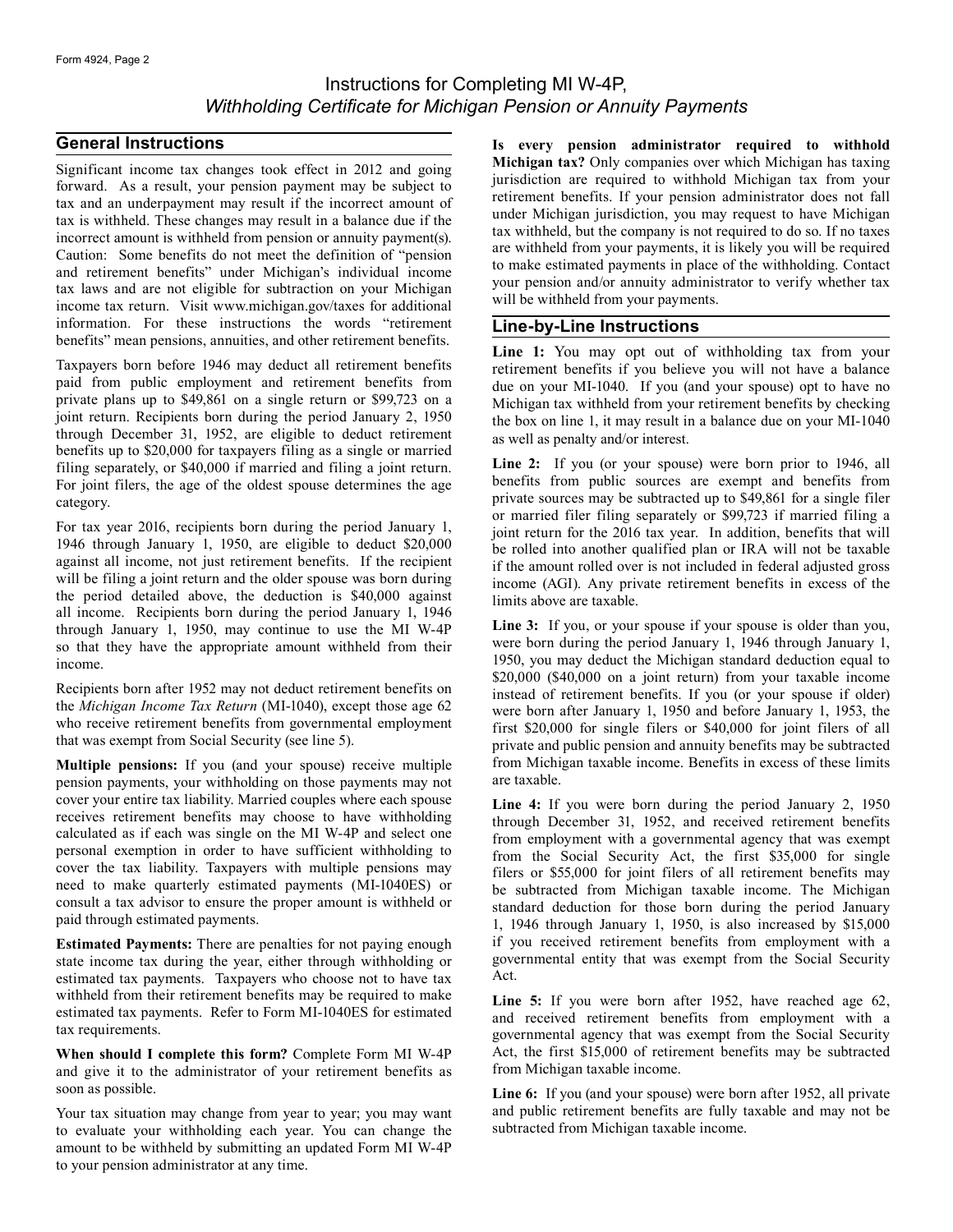# Instructions for Completing MI W-4P, *Withholding Certificate for Michigan Pension or Annuity Payments*

## General Instructions

Significant income tax changes took effect in 2012 and going forward. As a result, your pension payment may be subject to tax and an underpayment may result if the incorrect amount of tax is withheld. These changes may result in a balance due if the incorrect amount is withheld from pension or annuity payment(s). Caution: Some benefits do not meet the definition of "pension and retirement benefits" under Michigan's individual income tax laws and are not eligible for subtraction on your Michigan income tax return. Visit www.michigan.gov/taxes for additional information. For these instructions the words "retirement benefits" mean pensions, annuities, and other retirement benefits.

Taxpayers born before 1946 may deduct all retirement benefits paid from public employment and retirement benefits from private plans up to $49,861 on a single return or $99,723 on a joint return. Recipients born during the period January 2, 1950 through December 31, 1952, are eligible to deduct retirement benefits up to $20,000 for taxpayers filing as a single or married filing separately, or $40,000 if married and filing a joint return. For joint filers, the age of the oldest spouse determines the age category.

For tax year 2016, recipients born during the period January 1, 1946 through January 1, 1950, are eligible to deduct $20,000 against all income, not just retirement benefits. If the recipient will be filing a joint return and the older spouse was born during the period detailed above, the deduction is $40,000 against all income. Recipients born during the period January 1, 1946 through January 1, 1950, may continue to use the MI W-4P so that they have the appropriate amount withheld from their income.

Recipients born after 1952 may not deduct retirement benefits on the *Michigan Income Tax Return* (MI-1040), except those age 62 who receive retirement benefits from governmental employment that was exempt from Social Security (see line 5).

**Multiple pensions:** If you (and your spouse) receive multiple pension payments, your withholding on those payments may not cover your entire tax liability. Married couples where each spouse receives retirement benefits may choose to have withholding calculated as if each was single on the MI W-4P and select one personal exemption in order to have sufficient withholding to cover the tax liability. Taxpayers with multiple pensions may need to make quarterly estimated payments (MI-1040ES) or consult a tax advisor to ensure the proper amount is withheld or paid through estimated payments.

**Estimated Payments:** There are penalties for not paying enough state income tax during the year, either through withholding or estimated tax payments. Taxpayers who choose not to have tax withheld from their retirement benefits may be required to make estimated tax payments. Refer to Form MI-1040ES for estimated tax requirements.

**When should I complete this form?** Complete Form MI W-4P and give it to the administrator of your retirement benefits as soon as possible.

Your tax situation may change from year to year; you may want to evaluate your withholding each year. You can change the amount to be withheld by submitting an updated Form MI W-4P to your pension administrator at any time.

**Is every pension administrator required to withhold Michigan tax?** Only companies over which Michigan has taxing jurisdiction are required to withhold Michigan tax from your retirement benefits. If your pension administrator does not fall under Michigan jurisdiction, you may request to have Michigan tax withheld, but the company is not required to do so. If no taxes are withheld from your payments, it is likely you will be required to make estimated payments in place of the withholding. Contact your pension and/or annuity administrator to verify whether tax will be withheld from your payments.

## Line-by-Line Instructions

**Line 1:** You may opt out of withholding tax from your retirement benefits if you believe you will not have a balance due on your MI-1040. If you (and your spouse) opt to have no Michigan tax withheld from your retirement benefits by checking the box on line 1, it may result in a balance due on your MI-1040 as well as penalty and/or interest.

**Line 2:** If you (or your spouse) were born prior to 1946, all benefits from public sources are exempt and benefits from private sources may be subtracted up to $49,861 for a single filer or married filer filing separately or $99,723 if married filing a joint return for the 2016 tax year. In addition, benefits that will be rolled into another qualified plan or IRA will not be taxable if the amount rolled over is not included in federal adjusted gross income (AGI). Any private retirement benefits in excess of the limits above are taxable.

**Line 3:** If you, or your spouse if your spouse is older than you, were born during the period January 1, 1946 through January 1, 1950, you may deduct the Michigan standard deduction equal to $20,000 ($40,000 on a joint return) from your taxable income instead of retirement benefits. If you (or your spouse if older) were born after January 1, 1950 and before January 1, 1953, the first $20,000 for single filers or $40,000 for joint filers of all private and public pension and annuity benefits may be subtracted from Michigan taxable income. Benefits in excess of these limits are taxable.

**Line 4:** If you were born during the period January 2, 1950 through December 31, 1952, and received retirement benefits from employment with a governmental agency that was exempt from the Social Security Act, the first $35,000 for single filers or $55,000 for joint filers of all retirement benefits may be subtracted from Michigan taxable income. The Michigan standard deduction for those born during the period January 1, 1946 through January 1, 1950, is also increased by $15,000 if you received retirement benefits from employment with a governmental entity that was exempt from the Social Security Act.

**Line 5:** If you were born after 1952, have reached age 62, and received retirement benefits from employment with a governmental agency that was exempt from the Social Security Act, the first $15,000 of retirement benefits may be subtracted from Michigan taxable income.

**Line 6:** If you (and your spouse) were born after 1952, all private and public retirement benefits are fully taxable and may not be subtracted from Michigan taxable income.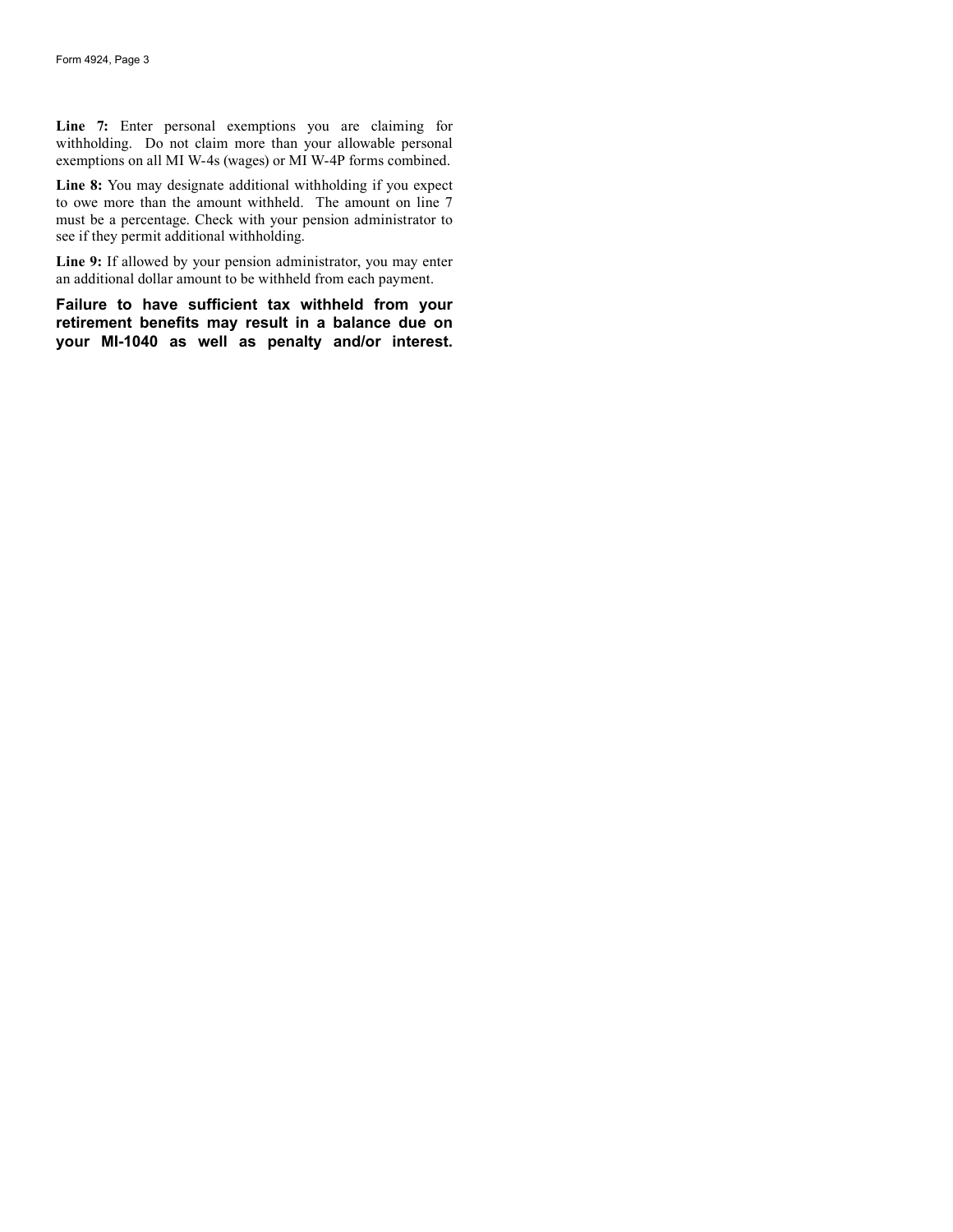**Line 7:** Enter personal exemptions you are claiming for withholding. Do not claim more than your allowable personal exemptions on all MI W-4s (wages) or MI W-4P forms combined.

**Line 8:** You may designate additional withholding if you expect to owe more than the amount withheld. The amount on line 7 must be a percentage. Check with your pension administrator to see if they permit additional withholding.

**Line 9:** If allowed by your pension administrator, you may enter an additional dollar amount to be withheld from each payment.

**Failure to have sufficient tax withheld from your retirement benefits may result in a balance due on your MI-1040 as well as penalty and/or interest.**